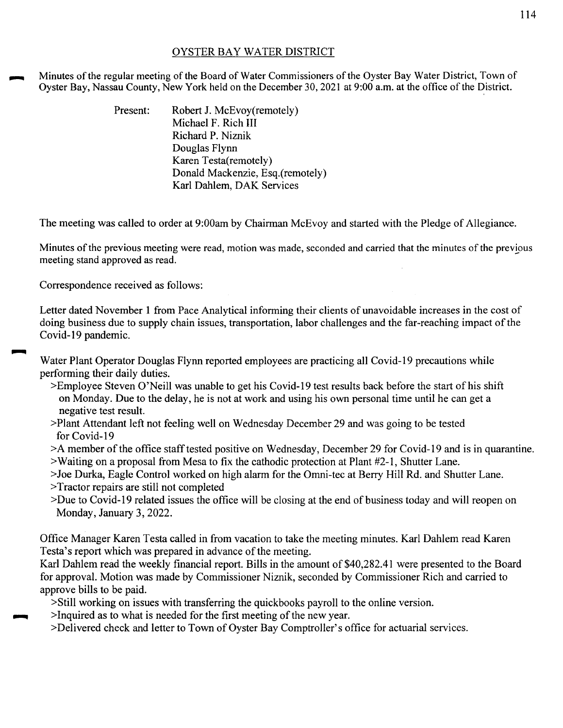## OYSTER BAY WATER DISTRICT

Minutes of the regular meeting of the Board of Water Commissioners of the Oyster Bay Water District, Town of Oyster Bay, Nassau County, New York held on the December 30, 2021 at 9:00 a.m. at the office of the District.

Present:
- Robert J. McEvoy(remotely)
- Michael F. Rich III
- Richard P. Niznik
- Douglas Flynn
- Karen Testa(remotely)
- Donald Mackenzie, Esq.(remotely)
- Karl Dahlem, DAK Services

The meeting was called to order at 9:00am by Chairman McEvoy and started with the Pledge of Allegiance.

Minutes of the previous meeting were read, motion was made, seconded and carried that the minutes of the previous meeting stand approved as read.

Correspondence received as follows:

Letter dated November 1 from Pace Analytical informing their clients of unavoidable increases in the cost of doing business due to supply chain issues, transportation, labor challenges and the far-reaching impact of the Covid-19 pandemic.

Water Plant Operator Douglas Flynn reported employees are practicing all Covid-19 precautions while performing their daily duties.

>Employee Steven O'Neill was unable to get his Covid-19 test results back before the start of his shift on Monday. Due to the delay, he is not at work and using his own personal time until he can get a negative test result.

>Plant Attendant left not feeling well on Wednesday December 29 and was going to be tested for Covid-19

>A member of the office staff tested positive on Wednesday, December 29 for Covid-19 and is in quarantine.

>Waiting on a proposal from Mesa to fix the cathodic protection at Plant #2-1, Shutter Lane.

>Joe Durka, Eagle Control worked on high alarm for the Omni-tec at Berry Hill Rd. and Shutter Lane.

>Tractor repairs are still not completed

>Due to Covid-19 related issues the office will be closing at the end of business today and will reopen on Monday, January 3, 2022.

Office Manager Karen Testa called in from vacation to take the meeting minutes. Karl Dahlem read Karen Testa's report which was prepared in advance of the meeting.

Karl Dahlem read the weekly financial report. Bills in the amount of $40,282.41 were presented to the Board for approval. Motion was made by Commissioner Niznik, seconded by Commissioner Rich and carried to approve bills to be paid.

>Still working on issues with transferring the quickbooks payroll to the online version.

>Inquired as to what is needed for the first meeting of the new year.

>Delivered check and letter to Town of Oyster Bay Comptroller's office for actuarial services.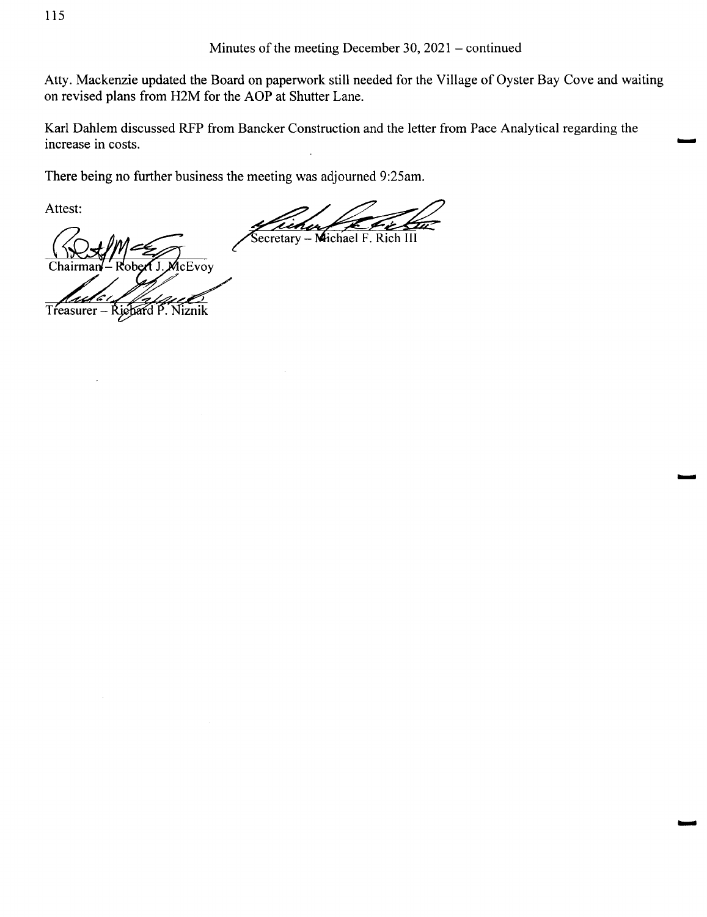Minutes of the meeting December 30, 2021 – continued

Atty. Mackenzie updated the Board on paperwork still needed for the Village of Oyster Bay Cove and waiting on revised plans from H2M for the AOP at Shutter Lane.

Karl Dahlem discussed RFP from Bancker Construction and the letter from Pace Analytical regarding the increase in costs.

There being no further business the meeting was adjourned 9:25am.

Attest:

Secretary – Michael F. Rich III

Chairman – Robert J. McEvoy

Treasurer – Richard P. Niznik